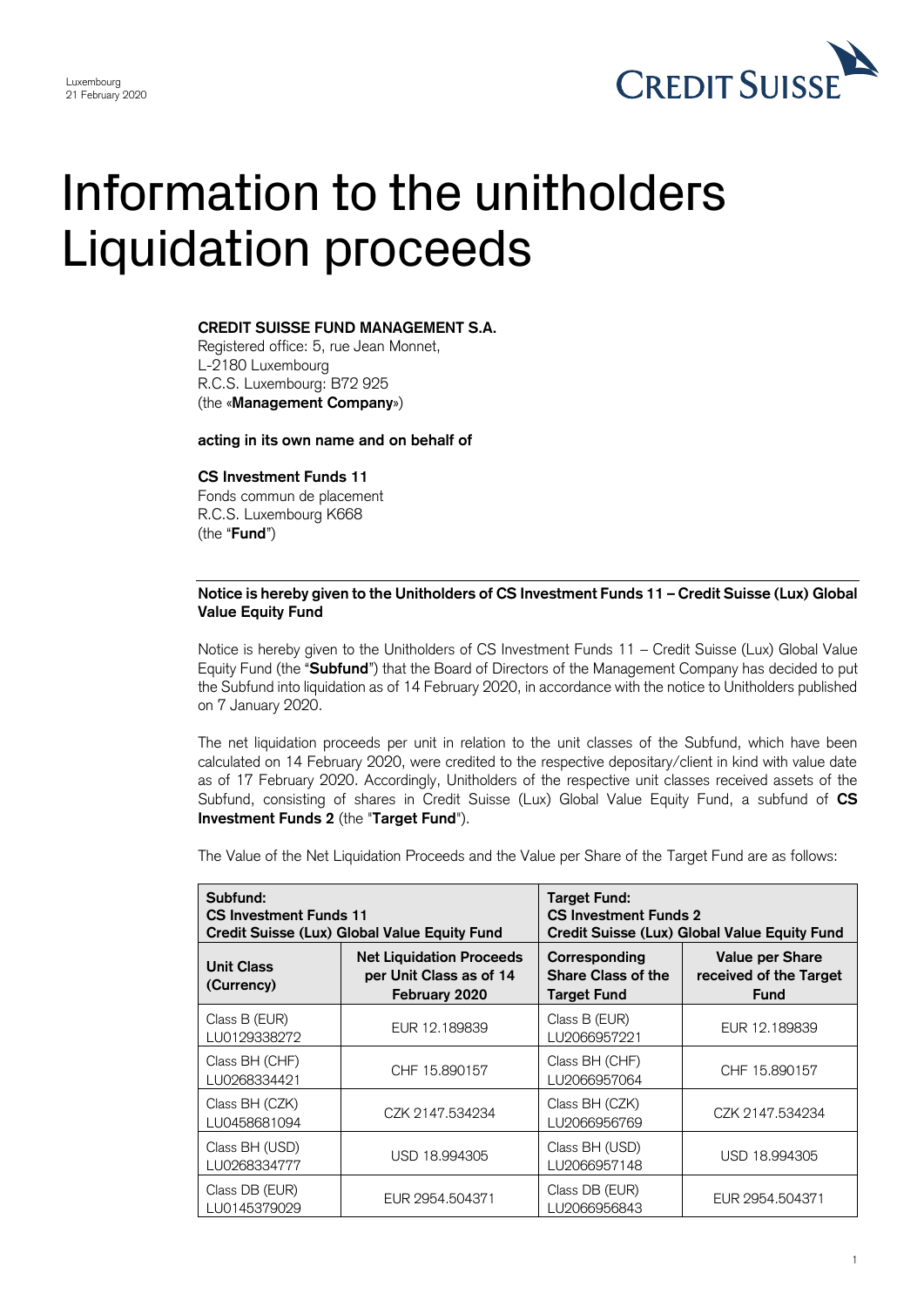Luxembourg
21 February 2020

CREDIT SUISSE

# Information to the unitholders Liquidation proceeds

**CREDIT SUISSE FUND MANAGEMENT S.A.**
Registered office: 5, rue Jean Monnet,
L-2180 Luxembourg
R.C.S. Luxembourg: B72 925
(the «**Management Company**»)

**acting in its own name and on behalf of**

**CS Investment Funds 11**
Fonds commun de placement
R.C.S. Luxembourg K668
(the "**Fund**")

**Notice is hereby given to the Unitholders of CS Investment Funds 11 – Credit Suisse (Lux) Global Value Equity Fund**

Notice is hereby given to the Unitholders of CS Investment Funds 11 – Credit Suisse (Lux) Global Value Equity Fund (the "**Subfund**") that the Board of Directors of the Management Company has decided to put the Subfund into liquidation as of 14 February 2020, in accordance with the notice to Unitholders published on 7 January 2020.

The net liquidation proceeds per unit in relation to the unit classes of the Subfund, which have been calculated on 14 February 2020, were credited to the respective depositary/client in kind with value date as of 17 February 2020. Accordingly, Unitholders of the respective unit classes received assets of the Subfund, consisting of shares in Credit Suisse (Lux) Global Value Equity Fund, a subfund of **CS Investment Funds 2** (the "**Target Fund**").

The Value of the Net Liquidation Proceeds and the Value per Share of the Target Fund are as follows:

| **Subfund: CS Investment Funds 11 Credit Suisse (Lux) Global Value Equity Fund** | | **Target Fund: CS Investment Funds 2 Credit Suisse (Lux) Global Value Equity Fund** | |
|---|---|---|---|
| **Unit Class (Currency)** | **Net Liquidation Proceeds per Unit Class as of 14 February 2020** | **Corresponding Share Class of the Target Fund** | **Value per Share received of the Target Fund** |
| Class B (EUR) LU0129338272 | EUR 12.189839 | Class B (EUR) LU2066957221 | EUR 12.189839 |
| Class BH (CHF) LU0268334421 | CHF 15.890157 | Class BH (CHF) LU2066957064 | CHF 15.890157 |
| Class BH (CZK) LU0458681094 | CZK 2147.534234 | Class BH (CZK) LU2066956769 | CZK 2147.534234 |
| Class BH (USD) LU0268334777 | USD 18.994305 | Class BH (USD) LU2066957148 | USD 18.994305 |
| Class DB (EUR) LU0145379029 | EUR 2954.504371 | Class DB (EUR) LU2066956843 | EUR 2954.504371 |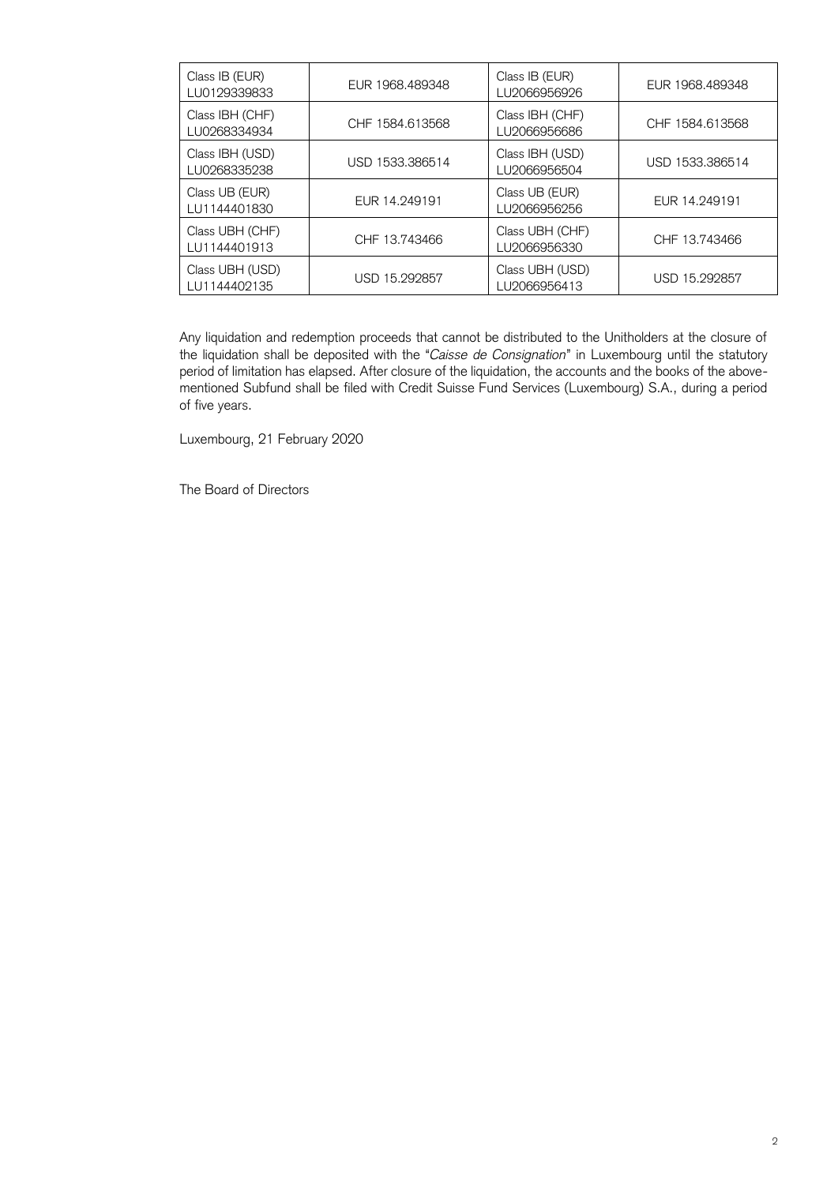| | | | |
|---|---|---|---|
| Class IB (EUR) LU0129339833 | EUR 1968.489348 | Class IB (EUR) LU2066956926 | EUR 1968.489348 |
| Class IBH (CHF) LU0268334934 | CHF 1584.613568 | Class IBH (CHF) LU2066956686 | CHF 1584.613568 |
| Class IBH (USD) LU0268335238 | USD 1533.386514 | Class IBH (USD) LU2066956504 | USD 1533.386514 |
| Class UB (EUR) LU1144401830 | EUR 14.249191 | Class UB (EUR) LU2066956256 | EUR 14.249191 |
| Class UBH (CHF) LU1144401913 | CHF 13.743466 | Class UBH (CHF) LU2066956330 | CHF 13.743466 |
| Class UBH (USD) LU1144402135 | USD 15.292857 | Class UBH (USD) LU2066956413 | USD 15.292857 |

Any liquidation and redemption proceeds that cannot be distributed to the Unitholders at the closure of the liquidation shall be deposited with the "*Caisse de Consignation*" in Luxembourg until the statutory period of limitation has elapsed. After closure of the liquidation, the accounts and the books of the above-mentioned Subfund shall be filed with Credit Suisse Fund Services (Luxembourg) S.A., during a period of five years.

Luxembourg, 21 February 2020

The Board of Directors